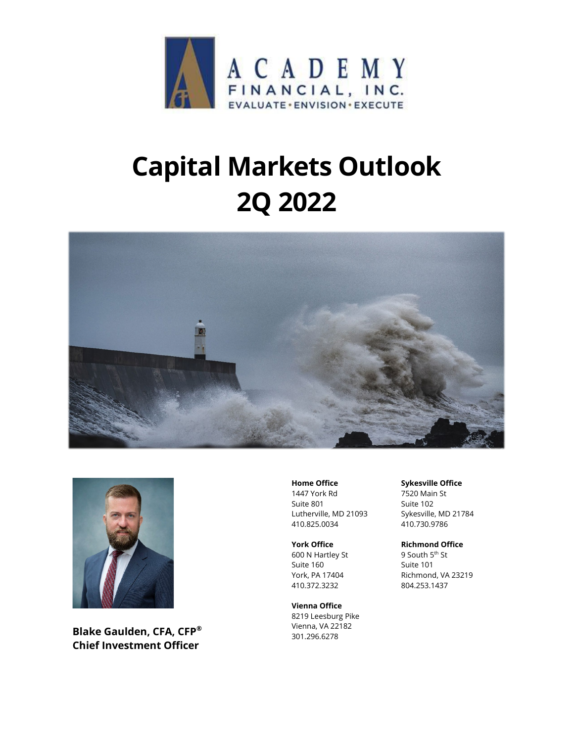ACADEMY FINANCIAL, INC.

EVALUATE • ENVISION • EXECUTE

# Capital Markets Outlook 2Q 2022

**Blake Gaulden, CFA, CFP®**
**Chief Investment Officer**

**Home Office**
1447 York Rd
Suite 801
Lutherville, MD 21093
410.825.0034

**Sykesville Office**
7520 Main St
Suite 102
Sykesville, MD 21784
410.730.9786

**York Office**
600 N Hartley St
Suite 160
York, PA 17404
410.372.3232

**Richmond Office**
9 South 5th St
Suite 101
Richmond, VA 23219
804.253.1437

**Vienna Office**
8219 Leesburg Pike
Vienna, VA 22182
301.296.6278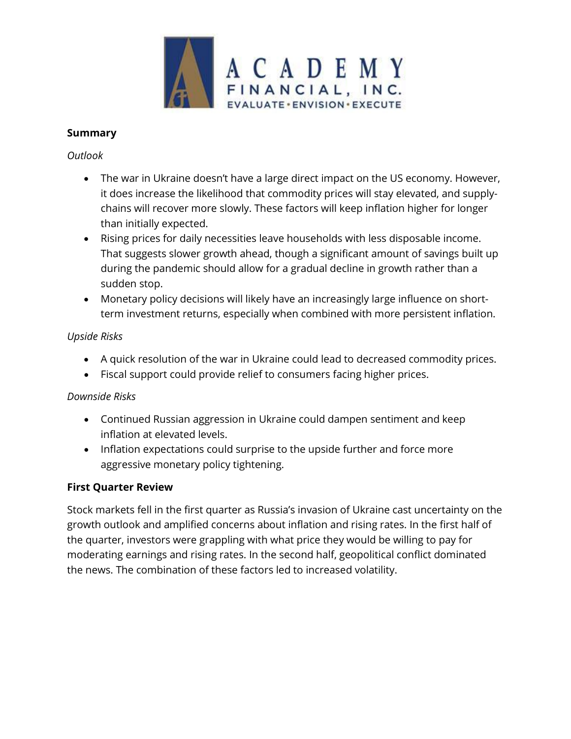## Summary

*Outlook*

- The war in Ukraine doesn't have a large direct impact on the US economy. However, it does increase the likelihood that commodity prices will stay elevated, and supply-chains will recover more slowly. These factors will keep inflation higher for longer than initially expected.
- Rising prices for daily necessities leave households with less disposable income. That suggests slower growth ahead, though a significant amount of savings built up during the pandemic should allow for a gradual decline in growth rather than a sudden stop.
- Monetary policy decisions will likely have an increasingly large influence on short-term investment returns, especially when combined with more persistent inflation.

*Upside Risks*

- A quick resolution of the war in Ukraine could lead to decreased commodity prices.
- Fiscal support could provide relief to consumers facing higher prices.

*Downside Risks*

- Continued Russian aggression in Ukraine could dampen sentiment and keep inflation at elevated levels.
- Inflation expectations could surprise to the upside further and force more aggressive monetary policy tightening.

## First Quarter Review

Stock markets fell in the first quarter as Russia's invasion of Ukraine cast uncertainty on the growth outlook and amplified concerns about inflation and rising rates. In the first half of the quarter, investors were grappling with what price they would be willing to pay for moderating earnings and rising rates. In the second half, geopolitical conflict dominated the news. The combination of these factors led to increased volatility.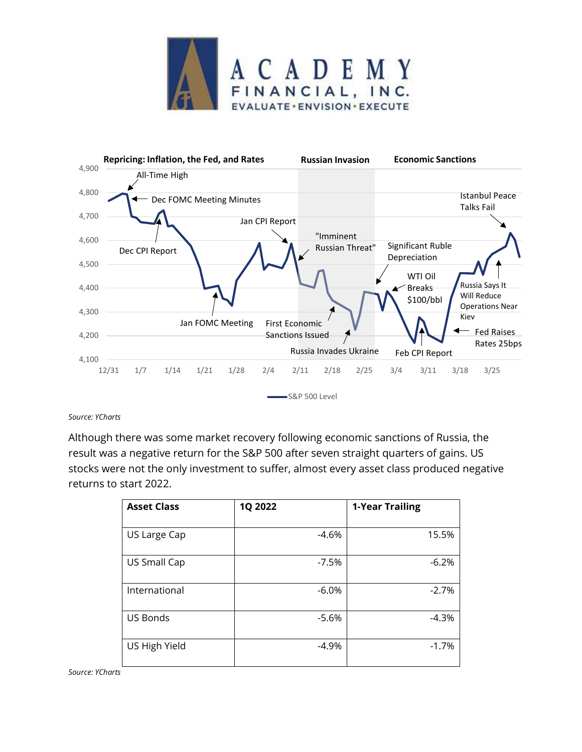Source: YCharts

Although there was some market recovery following economic sanctions of Russia, the result was a negative return for the S&P 500 after seven straight quarters of gains. US stocks were not the only investment to suffer, almost every asset class produced negative returns to start 2022.

| Asset Class | 1Q 2022 | 1-Year Trailing |
|---|---:|---:|
| US Large Cap | -4.6% | 15.5% |
| US Small Cap | -7.5% | -6.2% |
| International | -6.0% | -2.7% |
| US Bonds | -5.6% | -4.3% |
| US High Yield | -4.9% | -1.7% |

*Source: YCharts*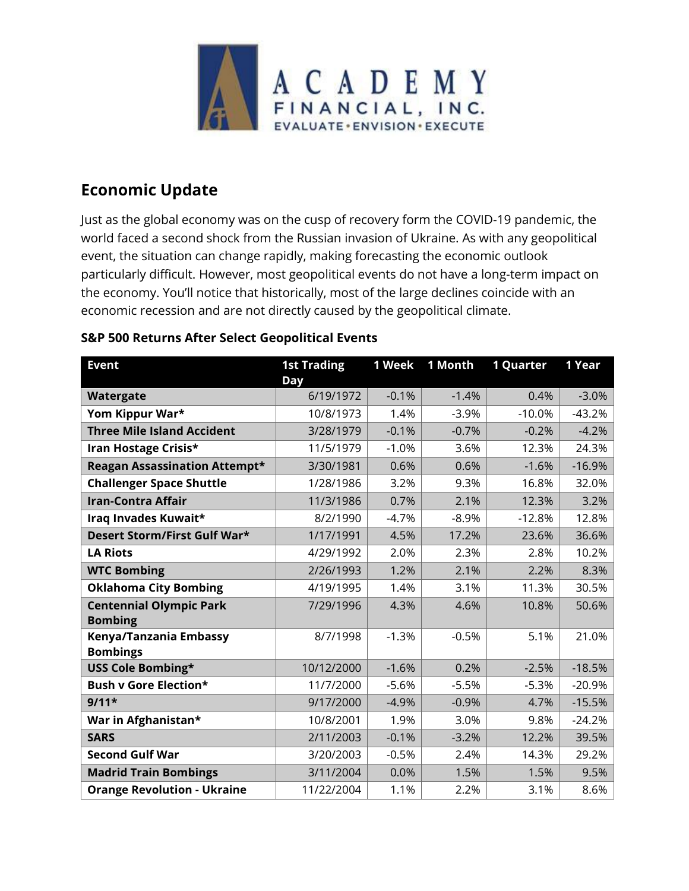ACADEMY
FINANCIAL, INC.
EVALUATE•ENVISION•EXECUTE

## Economic Update

Just as the global economy was on the cusp of recovery form the COVID-19 pandemic, the world faced a second shock from the Russian invasion of Ukraine. As with any geopolitical event, the situation can change rapidly, making forecasting the economic outlook particularly difficult. However, most geopolitical events do not have a long-term impact on the economy. You'll notice that historically, most of the large declines coincide with an economic recession and are not directly caused by the geopolitical climate.

### S&P 500 Returns After Select Geopolitical Events

| Event | 1st Trading Day | 1 Week | 1 Month | 1 Quarter | 1 Year |
|---|---|---|---|---|---|
| **Watergate** | 6/19/1972 | -0.1% | -1.4% | 0.4% | -3.0% |
| **Yom Kippur War*** | 10/8/1973 | 1.4% | -3.9% | -10.0% | -43.2% |
| **Three Mile Island Accident** | 3/28/1979 | -0.1% | -0.7% | -0.2% | -4.2% |
| **Iran Hostage Crisis*** | 11/5/1979 | -1.0% | 3.6% | 12.3% | 24.3% |
| **Reagan Assassination Attempt*** | 3/30/1981 | 0.6% | 0.6% | -1.6% | -16.9% |
| **Challenger Space Shuttle** | 1/28/1986 | 3.2% | 9.3% | 16.8% | 32.0% |
| **Iran-Contra Affair** | 11/3/1986 | 0.7% | 2.1% | 12.3% | 3.2% |
| **Iraq Invades Kuwait*** | 8/2/1990 | -4.7% | -8.9% | -12.8% | 12.8% |
| **Desert Storm/First Gulf War*** | 1/17/1991 | 4.5% | 17.2% | 23.6% | 36.6% |
| **LA Riots** | 4/29/1992 | 2.0% | 2.3% | 2.8% | 10.2% |
| **WTC Bombing** | 2/26/1993 | 1.2% | 2.1% | 2.2% | 8.3% |
| **Oklahoma City Bombing** | 4/19/1995 | 1.4% | 3.1% | 11.3% | 30.5% |
| **Centennial Olympic Park Bombing** | 7/29/1996 | 4.3% | 4.6% | 10.8% | 50.6% |
| **Kenya/Tanzania Embassy Bombings** | 8/7/1998 | -1.3% | -0.5% | 5.1% | 21.0% |
| **USS Cole Bombing*** | 10/12/2000 | -1.6% | 0.2% | -2.5% | -18.5% |
| **Bush v Gore Election*** | 11/7/2000 | -5.6% | -5.5% | -5.3% | -20.9% |
| **9/11*** | 9/17/2000 | -4.9% | -0.9% | 4.7% | -15.5% |
| **War in Afghanistan*** | 10/8/2001 | 1.9% | 3.0% | 9.8% | -24.2% |
| **SARS** | 2/11/2003 | -0.1% | -3.2% | 12.2% | 39.5% |
| **Second Gulf War** | 3/20/2003 | -0.5% | 2.4% | 14.3% | 29.2% |
| **Madrid Train Bombings** | 3/11/2004 | 0.0% | 1.5% | 1.5% | 9.5% |
| **Orange Revolution - Ukraine** | 11/22/2004 | 1.1% | 2.2% | 3.1% | 8.6% |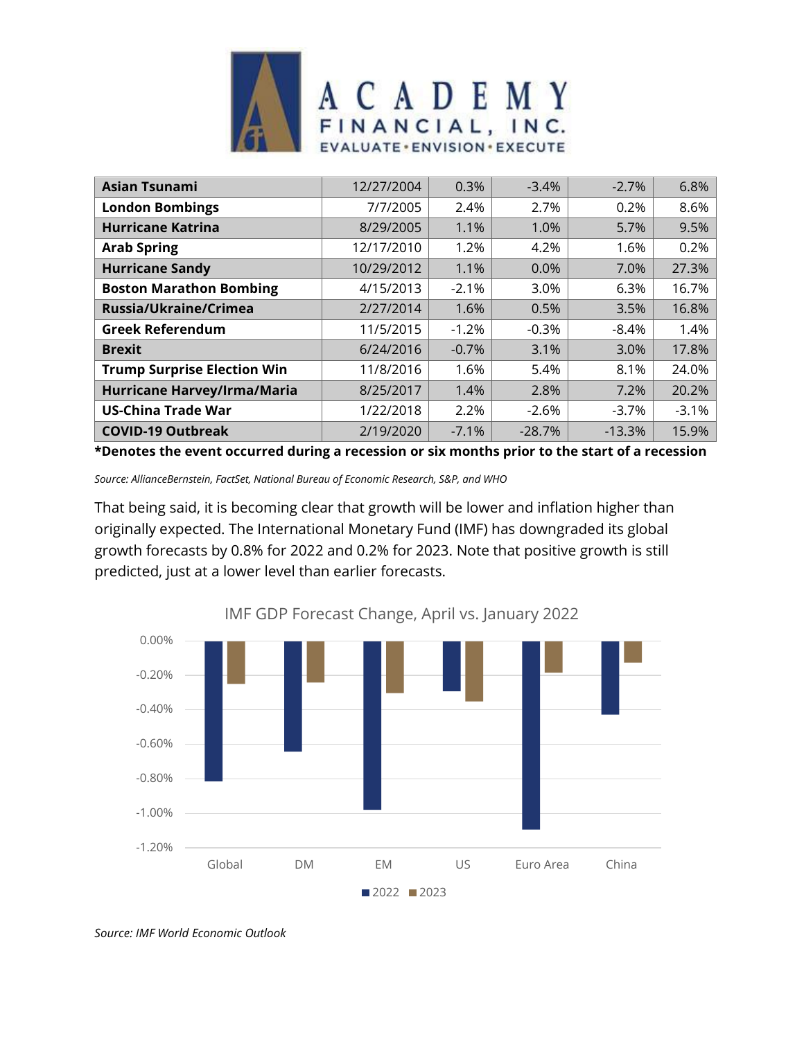| | | | | | |
|---|---|---|---|---|---|
| **Asian Tsunami** | 12/27/2004 | 0.3% | -3.4% | -2.7% | 6.8% |
| **London Bombings** | 7/7/2005 | 2.4% | 2.7% | 0.2% | 8.6% |
| **Hurricane Katrina** | 8/29/2005 | 1.1% | 1.0% | 5.7% | 9.5% |
| **Arab Spring** | 12/17/2010 | 1.2% | 4.2% | 1.6% | 0.2% |
| **Hurricane Sandy** | 10/29/2012 | 1.1% | 0.0% | 7.0% | 27.3% |
| **Boston Marathon Bombing** | 4/15/2013 | -2.1% | 3.0% | 6.3% | 16.7% |
| **Russia/Ukraine/Crimea** | 2/27/2014 | 1.6% | 0.5% | 3.5% | 16.8% |
| **Greek Referendum** | 11/5/2015 | -1.2% | -0.3% | -8.4% | 1.4% |
| **Brexit** | 6/24/2016 | -0.7% | 3.1% | 3.0% | 17.8% |
| **Trump Surprise Election Win** | 11/8/2016 | 1.6% | 5.4% | 8.1% | 24.0% |
| **Hurricane Harvey/Irma/Maria** | 8/25/2017 | 1.4% | 2.8% | 7.2% | 20.2% |
| **US-China Trade War** | 1/22/2018 | 2.2% | -2.6% | -3.7% | -3.1% |
| **COVID-19 Outbreak** | 2/19/2020 | -7.1% | -28.7% | -13.3% | 15.9% |

**\*Denotes the event occurred during a recession or six months prior to the start of a recession**

*Source: AllianceBernstein, FactSet, National Bureau of Economic Research, S&P, and WHO*

That being said, it is becoming clear that growth will be lower and inflation higher than originally expected. The International Monetary Fund (IMF) has downgraded its global growth forecasts by 0.8% for 2022 and 0.2% for 2023. Note that positive growth is still predicted, just at a lower level than earlier forecasts.

IMF GDP Forecast Change, April vs. January 2022

*Source: IMF World Economic Outlook*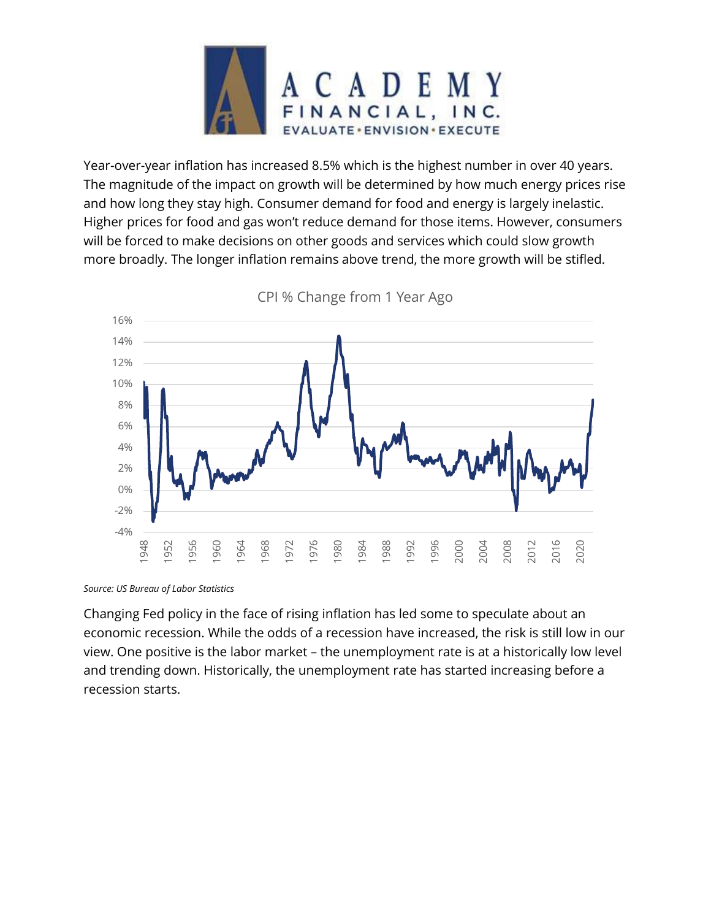Year-over-year inflation has increased 8.5% which is the highest number in over 40 years. The magnitude of the impact on growth will be determined by how much energy prices rise and how long they stay high. Consumer demand for food and energy is largely inelastic. Higher prices for food and gas won't reduce demand for those items. However, consumers will be forced to make decisions on other goods and services which could slow growth more broadly. The longer inflation remains above trend, the more growth will be stifled.

CPI % Change from 1 Year Ago

*Source: US Bureau of Labor Statistics*

Changing Fed policy in the face of rising inflation has led some to speculate about an economic recession. While the odds of a recession have increased, the risk is still low in our view. One positive is the labor market – the unemployment rate is at a historically low level and trending down. Historically, the unemployment rate has started increasing before a recession starts.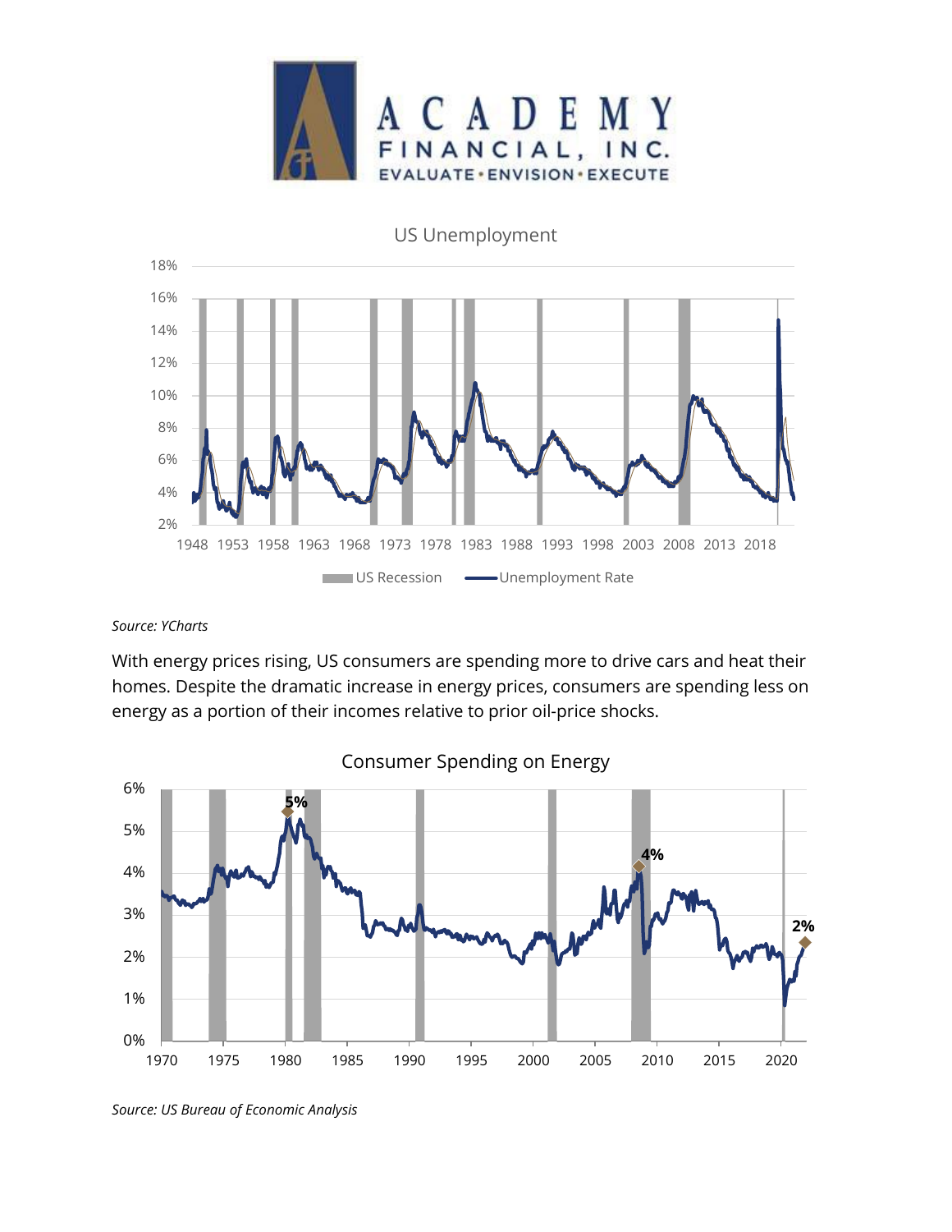US Unemployment

*Source: YCharts*

With energy prices rising, US consumers are spending more to drive cars and heat their homes. Despite the dramatic increase in energy prices, consumers are spending less on energy as a portion of their incomes relative to prior oil-price shocks.

Consumer Spending on Energy

*Source: US Bureau of Economic Analysis*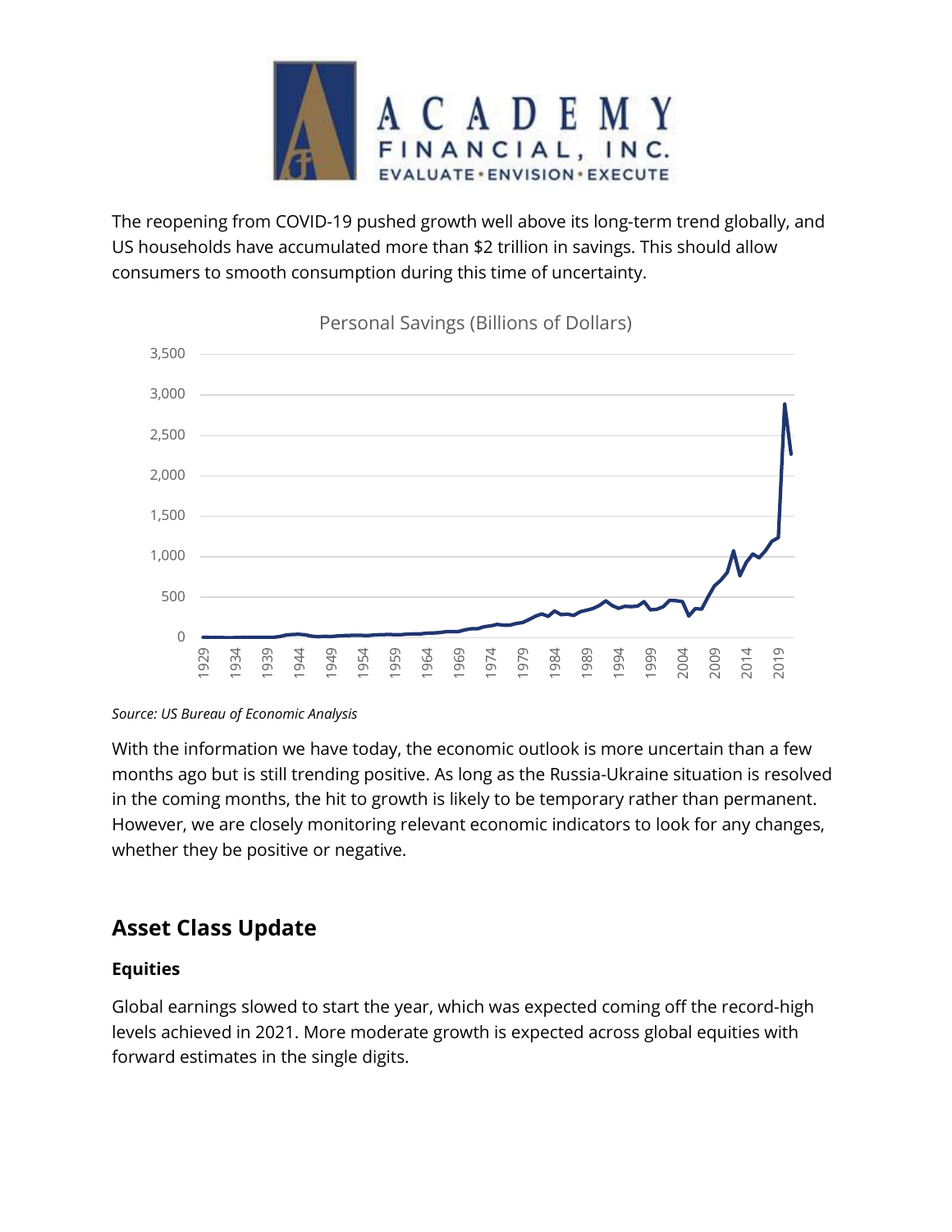The reopening from COVID-19 pushed growth well above its long-term trend globally, and US households have accumulated more than $2 trillion in savings. This should allow consumers to smooth consumption during this time of uncertainty.

Personal Savings (Billions of Dollars)

*Source: US Bureau of Economic Analysis*

With the information we have today, the economic outlook is more uncertain than a few months ago but is still trending positive. As long as the Russia-Ukraine situation is resolved in the coming months, the hit to growth is likely to be temporary rather than permanent. However, we are closely monitoring relevant economic indicators to look for any changes, whether they be positive or negative.

## Asset Class Update

### Equities

Global earnings slowed to start the year, which was expected coming off the record-high levels achieved in 2021. More moderate growth is expected across global equities with forward estimates in the single digits.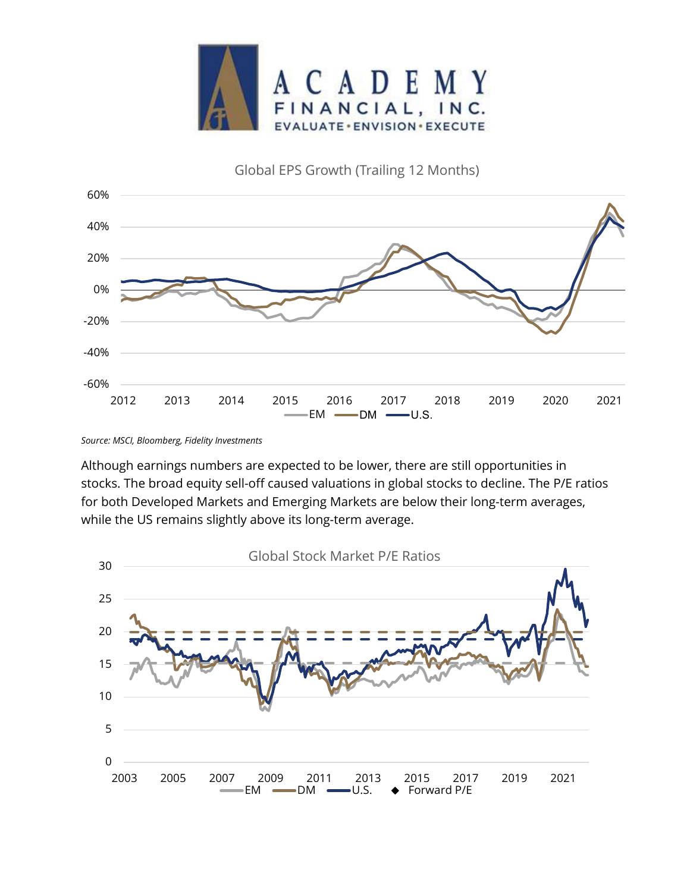Global EPS Growth (Trailing 12 Months)

*Source: MSCI, Bloomberg, Fidelity Investments*

Although earnings numbers are expected to be lower, there are still opportunities in stocks. The broad equity sell-off caused valuations in global stocks to decline. The P/E ratios for both Developed Markets and Emerging Markets are below their long-term averages, while the US remains slightly above its long-term average.

Global Stock Market P/E Ratios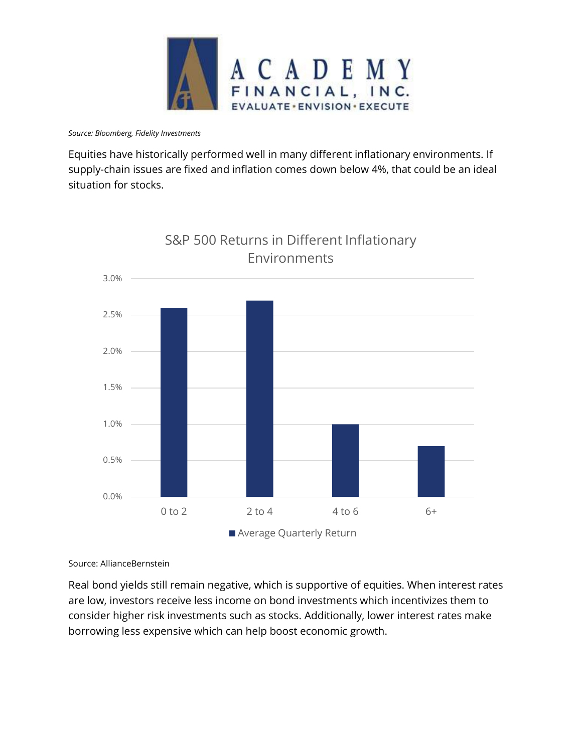*Source: Bloomberg, Fidelity Investments*

Equities have historically performed well in many different inflationary environments. If supply-chain issues are fixed and inflation comes down below 4%, that could be an ideal situation for stocks.

S&P 500 Returns in Different Inflationary Environments

| Inflation | Average Quarterly Return |
|---|---|
| 0 to 2 | 2.6% |
| 2 to 4 | 2.7% |
| 4 to 6 | 1.0% |
| 6+ | 0.7% |

Source: AllianceBernstein

Real bond yields still remain negative, which is supportive of equities. When interest rates are low, investors receive less income on bond investments which incentivizes them to consider higher risk investments such as stocks. Additionally, lower interest rates make borrowing less expensive which can help boost economic growth.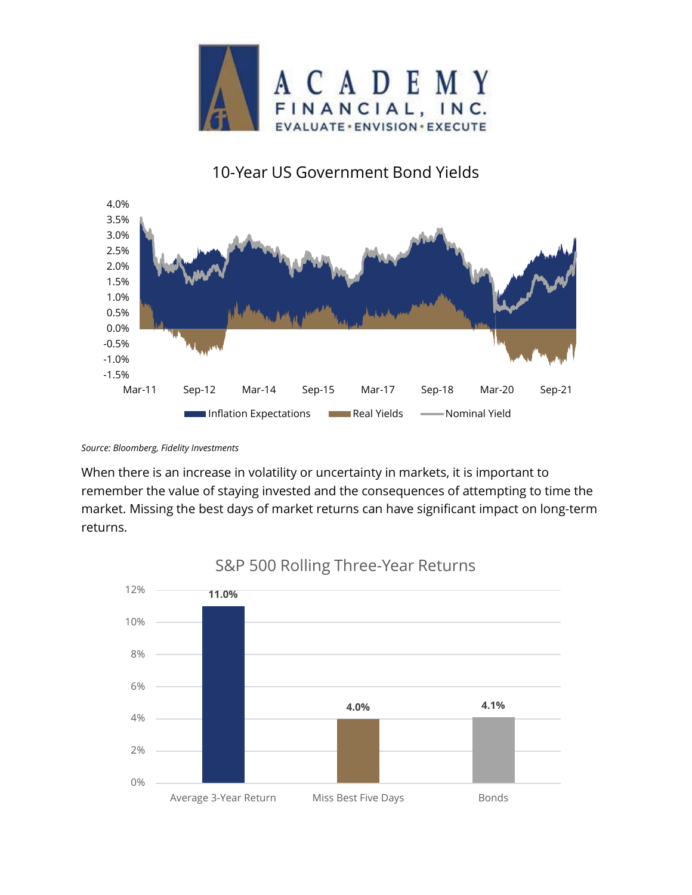## 10-Year US Government Bond Yields

*Source: Bloomberg, Fidelity Investments*

When there is an increase in volatility or uncertainty in markets, it is important to remember the value of staying invested and the consequences of attempting to time the market. Missing the best days of market returns can have significant impact on long-term returns.

## S&P 500 Rolling Three-Year Returns

| Category | Return |
|---|---|
| Average 3-Year Return | 11.0% |
| Miss Best Five Days | 4.0% |
| Bonds | 4.1% |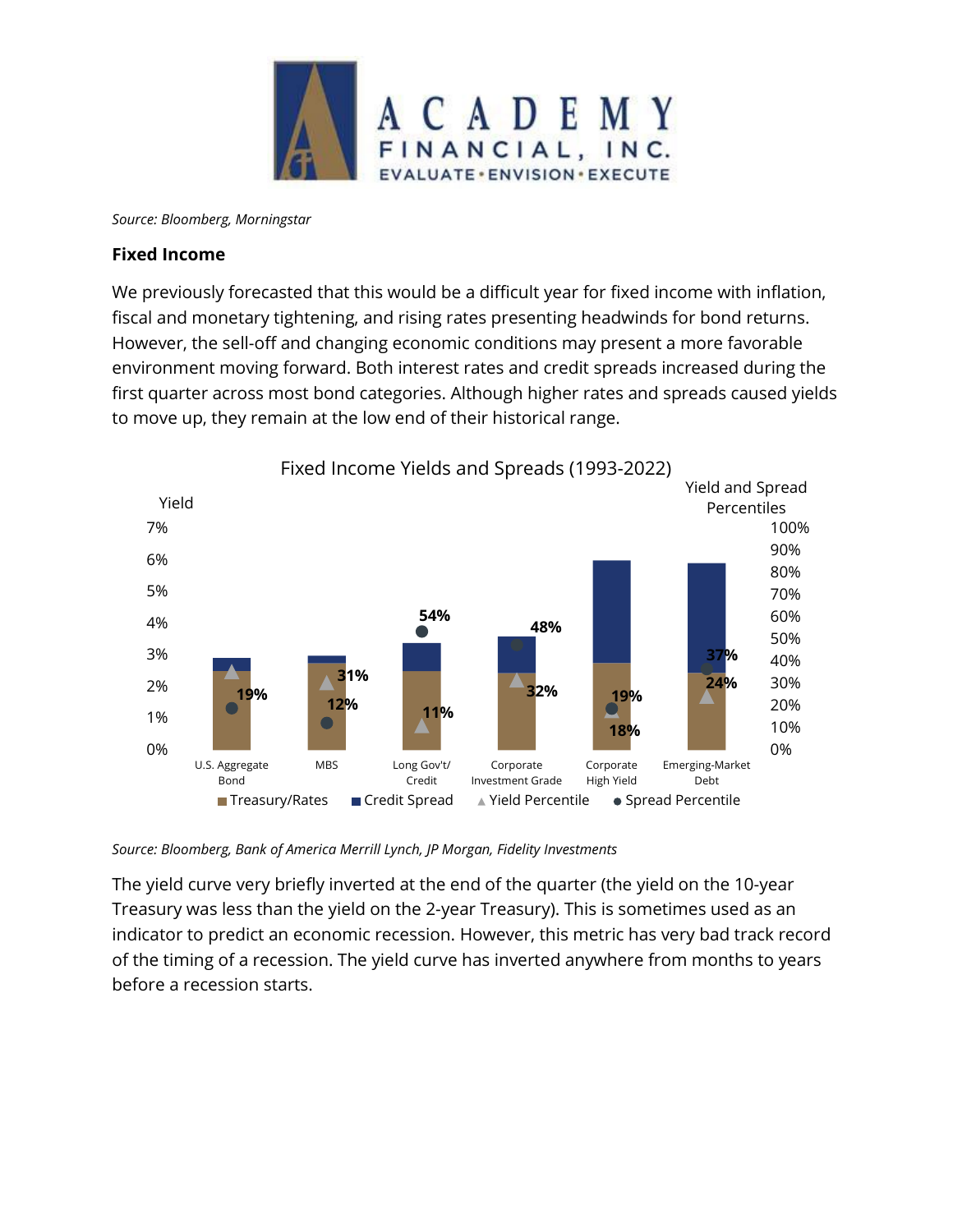*Source: Bloomberg, Morningstar*

**Fixed Income**

We previously forecasted that this would be a difficult year for fixed income with inflation, fiscal and monetary tightening, and rising rates presenting headwinds for bond returns. However, the sell-off and changing economic conditions may present a more favorable environment moving forward. Both interest rates and credit spreads increased during the first quarter across most bond categories. Although higher rates and spreads caused yields to move up, they remain at the low end of their historical range.

Fixed Income Yields and Spreads (1993-2022)

| | U.S. Aggregate Bond | MBS | Long Gov't/ Credit | Corporate Investment Grade | Corporate High Yield | Emerging-Market Debt |
|---|---|---|---|---|---|---|
| Yield Percentile | 19% | 31% | 11% | 32% | 18% | 24% |
| Spread Percentile | 19% | 12% | 54% | 48% | 19% | 37% |

Legend: Treasury/Rates, Credit Spread, Yield Percentile, Spread Percentile

*Source: Bloomberg, Bank of America Merrill Lynch, JP Morgan, Fidelity Investments*

The yield curve very briefly inverted at the end of the quarter (the yield on the 10-year Treasury was less than the yield on the 2-year Treasury). This is sometimes used as an indicator to predict an economic recession. However, this metric has very bad track record of the timing of a recession. The yield curve has inverted anywhere from months to years before a recession starts.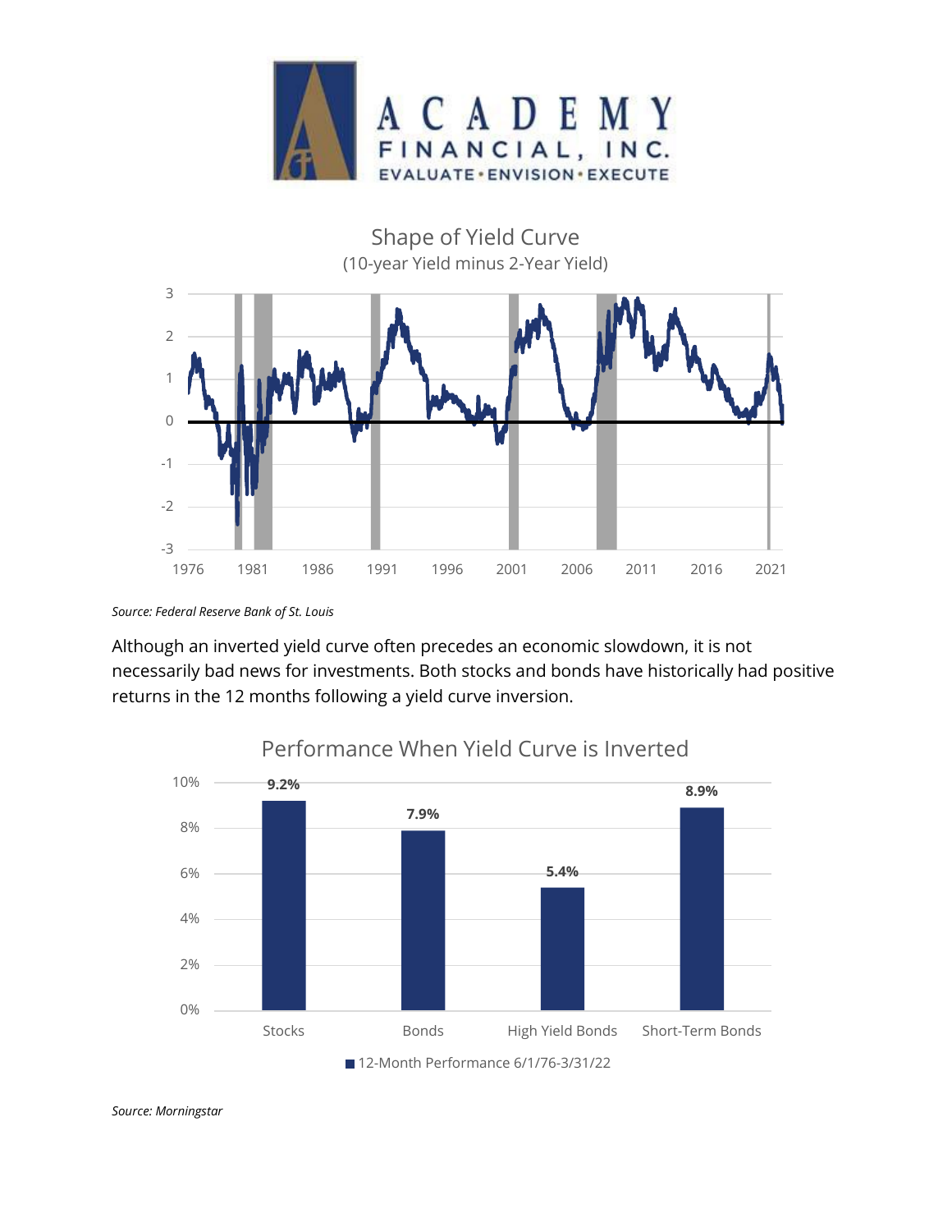# ACADEMY FINANCIAL, INC.

EVALUATE • ENVISION • EXECUTE

## Shape of Yield Curve

(10-year Yield minus 2-Year Yield)

*Source: Federal Reserve Bank of St. Louis*

Although an inverted yield curve often precedes an economic slowdown, it is not necessarily bad news for investments. Both stocks and bonds have historically had positive returns in the 12 months following a yield curve inversion.

## Performance When Yield Curve is Inverted

| | Stocks | Bonds | High Yield Bonds | Short-Term Bonds |
|---|---|---|---|---|
| 12-Month Performance 6/1/76-3/31/22 | 9.2% | 7.9% | 5.4% | 8.9% |

*Source: Morningstar*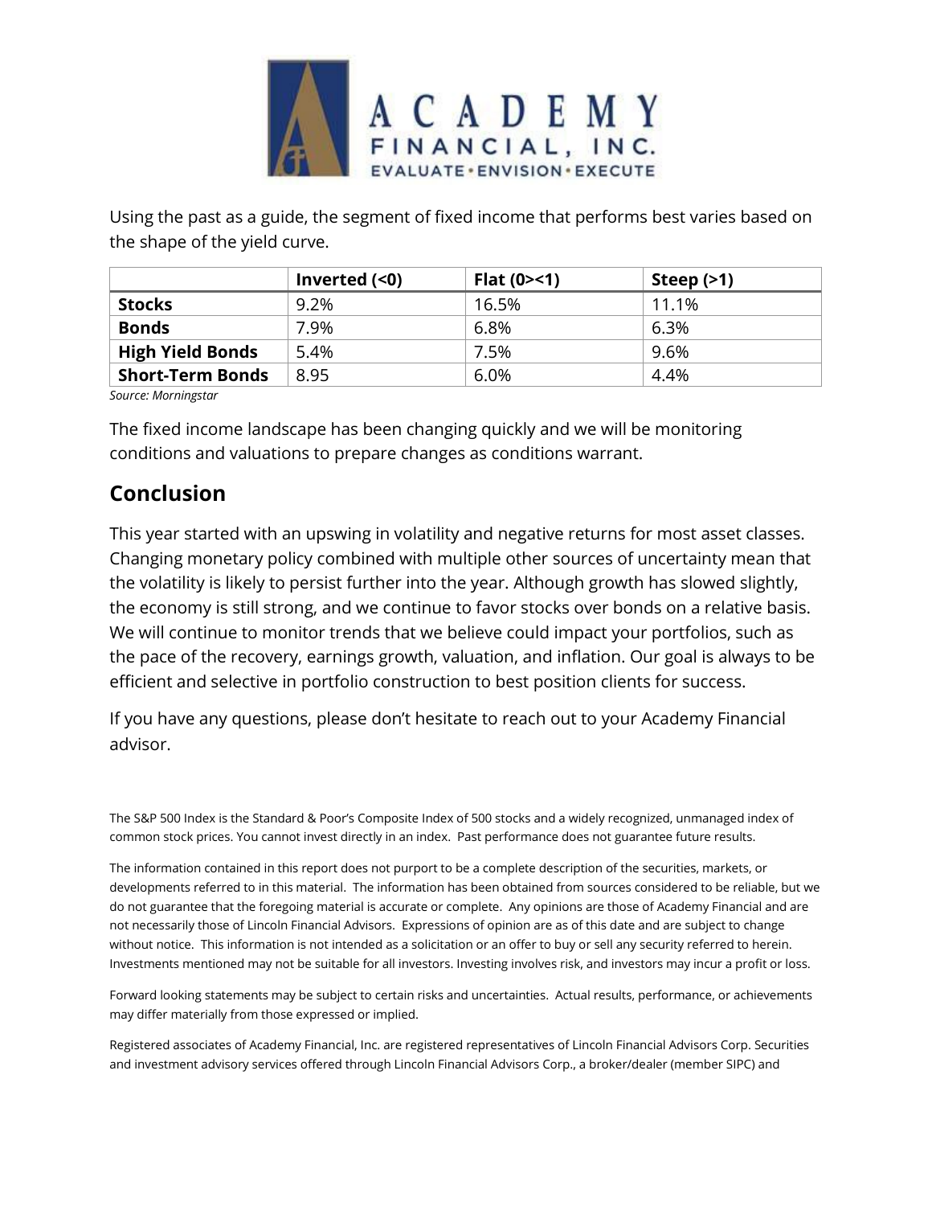Using the past as a guide, the segment of fixed income that performs best varies based on the shape of the yield curve.

| | Inverted (<0) | Flat (0><1) | Steep (>1) |
|---|---|---|---|
| **Stocks** | 9.2% | 16.5% | 11.1% |
| **Bonds** | 7.9% | 6.8% | 6.3% |
| **High Yield Bonds** | 5.4% | 7.5% | 9.6% |
| **Short-Term Bonds** | 8.95 | 6.0% | 4.4% |

*Source: Morningstar*

The fixed income landscape has been changing quickly and we will be monitoring conditions and valuations to prepare changes as conditions warrant.

## Conclusion

This year started with an upswing in volatility and negative returns for most asset classes. Changing monetary policy combined with multiple other sources of uncertainty mean that the volatility is likely to persist further into the year. Although growth has slowed slightly, the economy is still strong, and we continue to favor stocks over bonds on a relative basis. We will continue to monitor trends that we believe could impact your portfolios, such as the pace of the recovery, earnings growth, valuation, and inflation. Our goal is always to be efficient and selective in portfolio construction to best position clients for success.

If you have any questions, please don't hesitate to reach out to your Academy Financial advisor.

The S&P 500 Index is the Standard & Poor's Composite Index of 500 stocks and a widely recognized, unmanaged index of common stock prices. You cannot invest directly in an index. Past performance does not guarantee future results.

The information contained in this report does not purport to be a complete description of the securities, markets, or developments referred to in this material. The information has been obtained from sources considered to be reliable, but we do not guarantee that the foregoing material is accurate or complete. Any opinions are those of Academy Financial and are not necessarily those of Lincoln Financial Advisors. Expressions of opinion are as of this date and are subject to change without notice. This information is not intended as a solicitation or an offer to buy or sell any security referred to herein. Investments mentioned may not be suitable for all investors. Investing involves risk, and investors may incur a profit or loss.

Forward looking statements may be subject to certain risks and uncertainties. Actual results, performance, or achievements may differ materially from those expressed or implied.

Registered associates of Academy Financial, Inc. are registered representatives of Lincoln Financial Advisors Corp. Securities and investment advisory services offered through Lincoln Financial Advisors Corp., a broker/dealer (member SIPC) and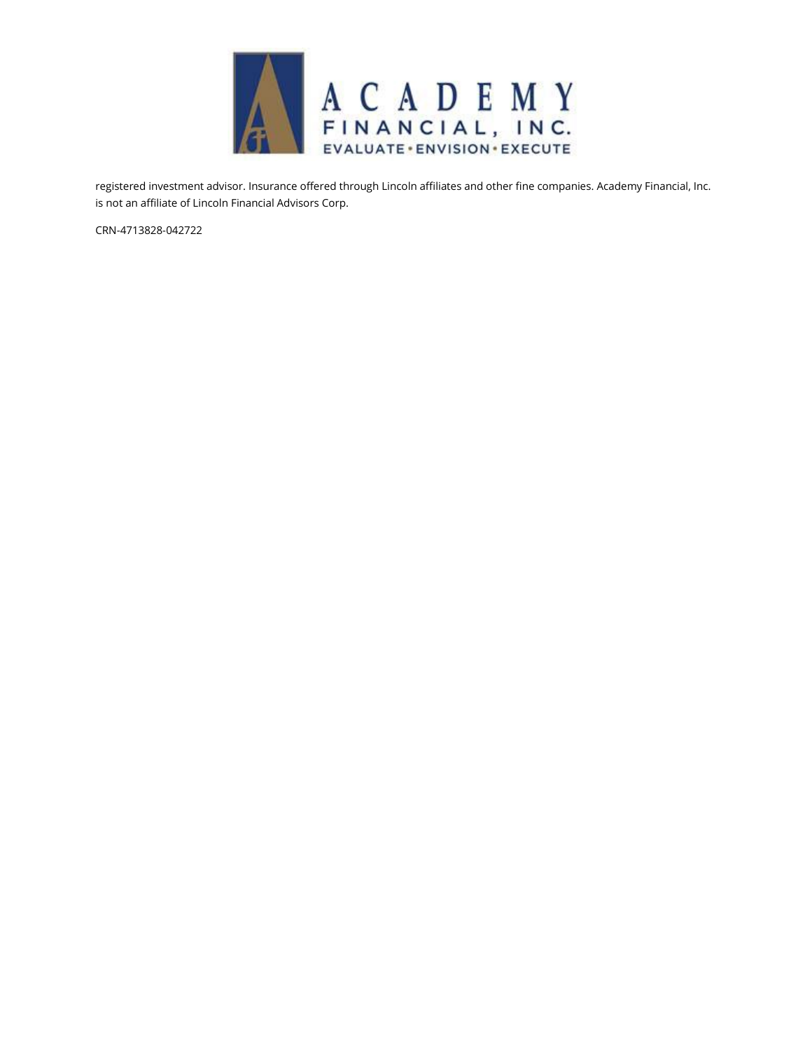registered investment advisor. Insurance offered through Lincoln affiliates and other fine companies. Academy Financial, Inc. is not an affiliate of Lincoln Financial Advisors Corp.

CRN-4713828-042722